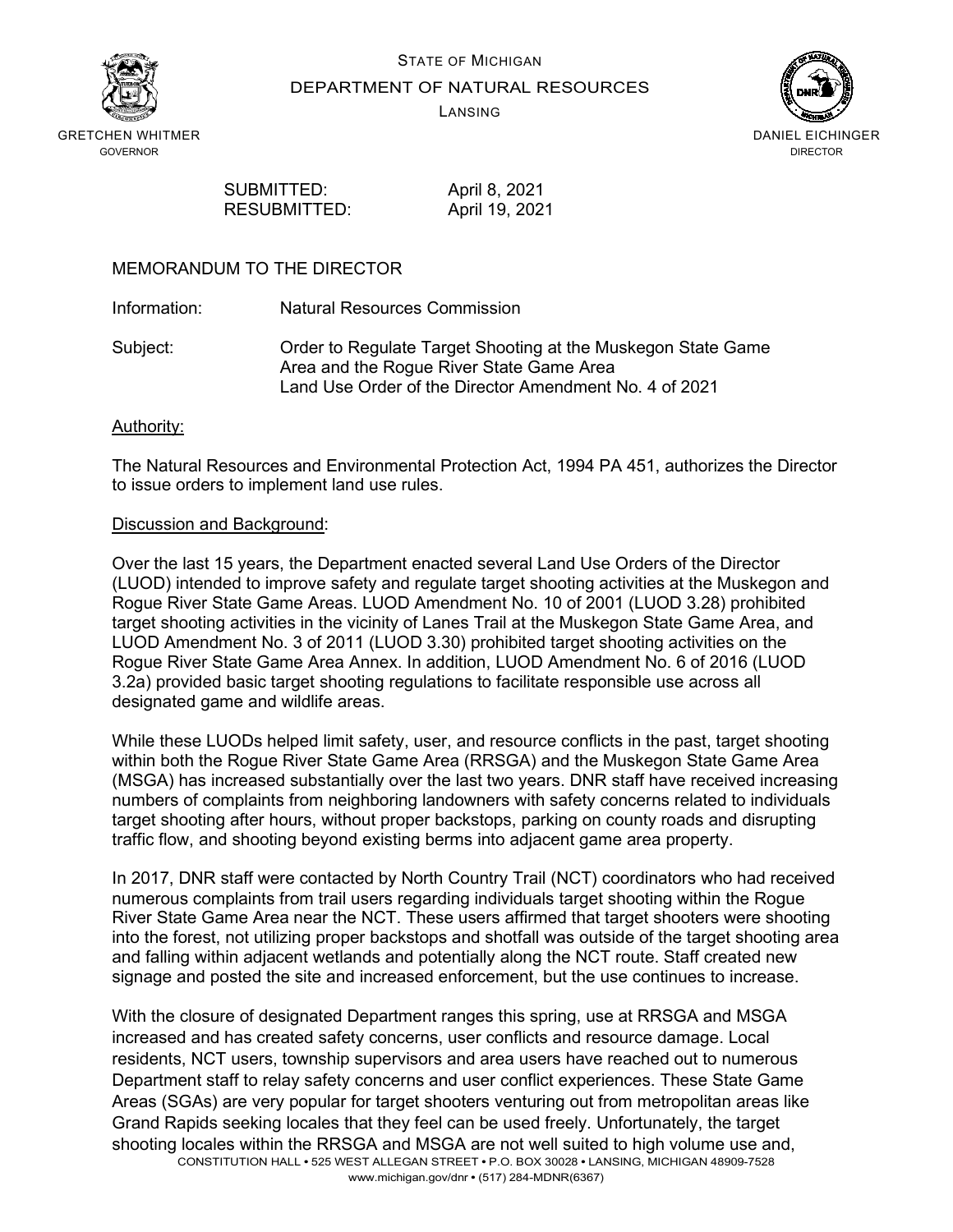STATE OF MICHIGAN
DEPARTMENT OF NATURAL RESOURCES
LANSING

GRETCHEN WHITMER
GOVERNOR

DANIEL EICHINGER
DIRECTOR

SUBMITTED: April 8, 2021
RESUBMITTED: April 19, 2021

# MEMORANDUM TO THE DIRECTOR

Information: Natural Resources Commission

Subject: Order to Regulate Target Shooting at the Muskegon State Game Area and the Rogue River State Game Area
Land Use Order of the Director Amendment No. 4 of 2021

## Authority:

The Natural Resources and Environmental Protection Act, 1994 PA 451, authorizes the Director to issue orders to implement land use rules.

## Discussion and Background:

Over the last 15 years, the Department enacted several Land Use Orders of the Director (LUOD) intended to improve safety and regulate target shooting activities at the Muskegon and Rogue River State Game Areas. LUOD Amendment No. 10 of 2001 (LUOD 3.28) prohibited target shooting activities in the vicinity of Lanes Trail at the Muskegon State Game Area, and LUOD Amendment No. 3 of 2011 (LUOD 3.30) prohibited target shooting activities on the Rogue River State Game Area Annex. In addition, LUOD Amendment No. 6 of 2016 (LUOD 3.2a) provided basic target shooting regulations to facilitate responsible use across all designated game and wildlife areas.

While these LUODs helped limit safety, user, and resource conflicts in the past, target shooting within both the Rogue River State Game Area (RRSGA) and the Muskegon State Game Area (MSGA) has increased substantially over the last two years. DNR staff have received increasing numbers of complaints from neighboring landowners with safety concerns related to individuals target shooting after hours, without proper backstops, parking on county roads and disrupting traffic flow, and shooting beyond existing berms into adjacent game area property.

In 2017, DNR staff were contacted by North Country Trail (NCT) coordinators who had received numerous complaints from trail users regarding individuals target shooting within the Rogue River State Game Area near the NCT. These users affirmed that target shooters were shooting into the forest, not utilizing proper backstops and shotfall was outside of the target shooting area and falling within adjacent wetlands and potentially along the NCT route. Staff created new signage and posted the site and increased enforcement, but the use continues to increase.

With the closure of designated Department ranges this spring, use at RRSGA and MSGA increased and has created safety concerns, user conflicts and resource damage. Local residents, NCT users, township supervisors and area users have reached out to numerous Department staff to relay safety concerns and user conflict experiences. These State Game Areas (SGAs) are very popular for target shooters venturing out from metropolitan areas like Grand Rapids seeking locales that they feel can be used freely. Unfortunately, the target shooting locales within the RRSGA and MSGA are not well suited to high volume use and,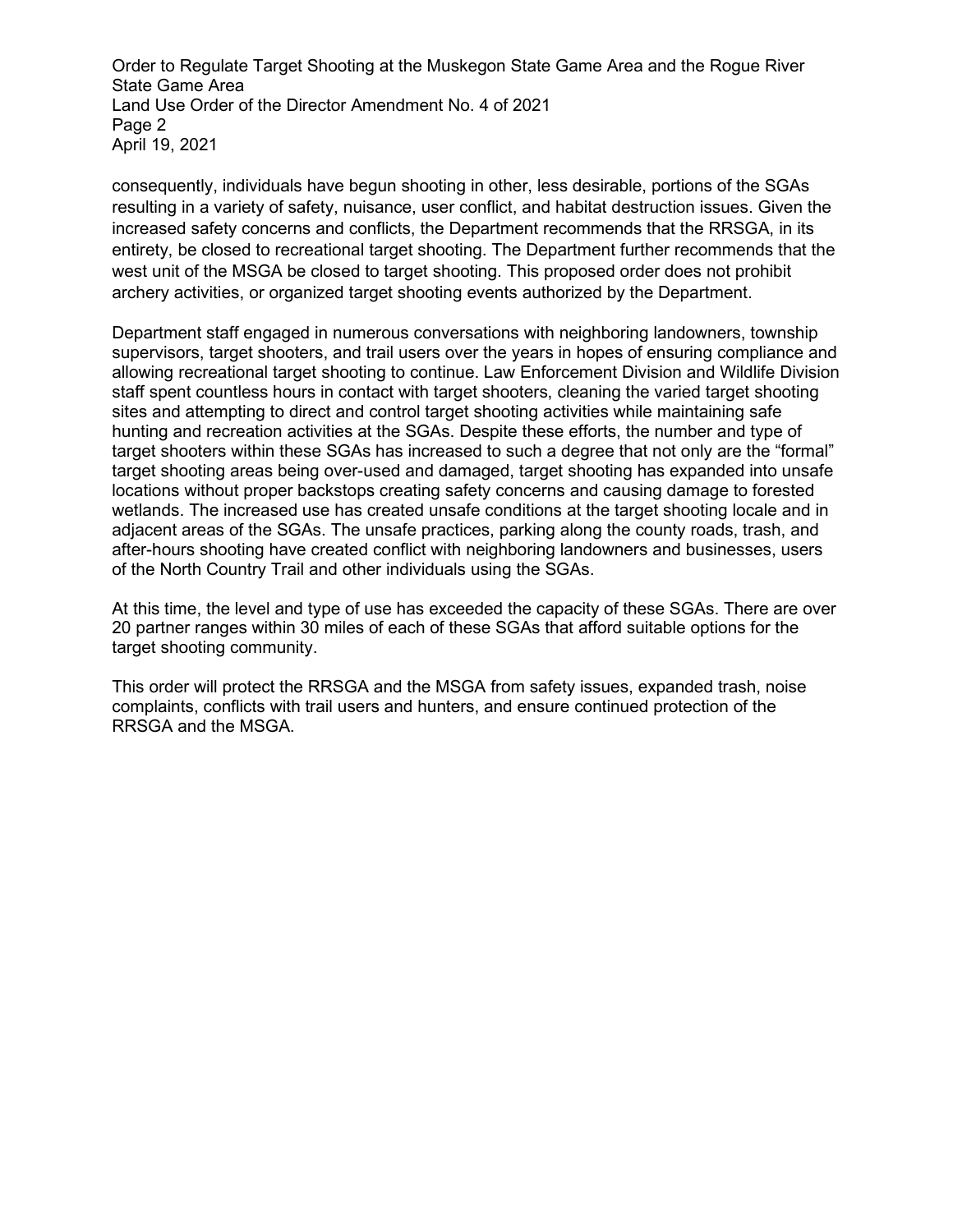consequently, individuals have begun shooting in other, less desirable, portions of the SGAs resulting in a variety of safety, nuisance, user conflict, and habitat destruction issues. Given the increased safety concerns and conflicts, the Department recommends that the RRSGA, in its entirety, be closed to recreational target shooting. The Department further recommends that the west unit of the MSGA be closed to target shooting. This proposed order does not prohibit archery activities, or organized target shooting events authorized by the Department.

Department staff engaged in numerous conversations with neighboring landowners, township supervisors, target shooters, and trail users over the years in hopes of ensuring compliance and allowing recreational target shooting to continue. Law Enforcement Division and Wildlife Division staff spent countless hours in contact with target shooters, cleaning the varied target shooting sites and attempting to direct and control target shooting activities while maintaining safe hunting and recreation activities at the SGAs. Despite these efforts, the number and type of target shooters within these SGAs has increased to such a degree that not only are the "formal" target shooting areas being over-used and damaged, target shooting has expanded into unsafe locations without proper backstops creating safety concerns and causing damage to forested wetlands. The increased use has created unsafe conditions at the target shooting locale and in adjacent areas of the SGAs. The unsafe practices, parking along the county roads, trash, and after-hours shooting have created conflict with neighboring landowners and businesses, users of the North Country Trail and other individuals using the SGAs.

At this time, the level and type of use has exceeded the capacity of these SGAs. There are over 20 partner ranges within 30 miles of each of these SGAs that afford suitable options for the target shooting community.

This order will protect the RRSGA and the MSGA from safety issues, expanded trash, noise complaints, conflicts with trail users and hunters, and ensure continued protection of the RRSGA and the MSGA.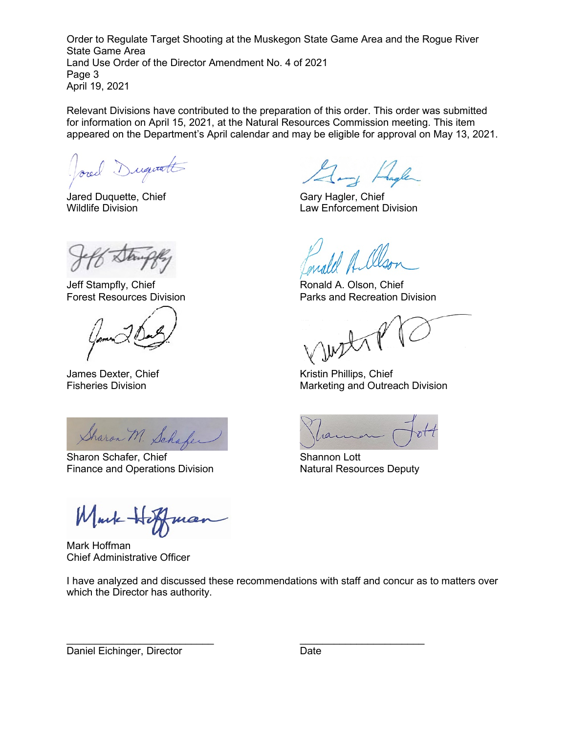Relevant Divisions have contributed to the preparation of this order. This order was submitted for information on April 15, 2021, at the Natural Resources Commission meeting. This item appeared on the Department's April calendar and may be eligible for approval on May 13, 2021.

Jared Duquette, Chief
Wildlife Division

Gary Hagler, Chief
Law Enforcement Division

Jeff Stampfly, Chief
Forest Resources Division

Ronald A. Olson, Chief
Parks and Recreation Division

James Dexter, Chief
Fisheries Division

Kristin Phillips, Chief
Marketing and Outreach Division

Sharon Schafer, Chief
Finance and Operations Division

Shannon Lott
Natural Resources Deputy

Mark Hoffman
Chief Administrative Officer

I have analyzed and discussed these recommendations with staff and concur as to matters over which the Director has authority.

\_\_\_\_\_\_\_\_\_\_\_\_\_\_\_\_\_\_\_\_\_\_\_\_\_\_\_\_
Daniel Eichinger, Director

\_\_\_\_\_\_\_\_\_\_\_\_\_\_\_\_\_\_\_\_\_\_\_\_\_\_
Date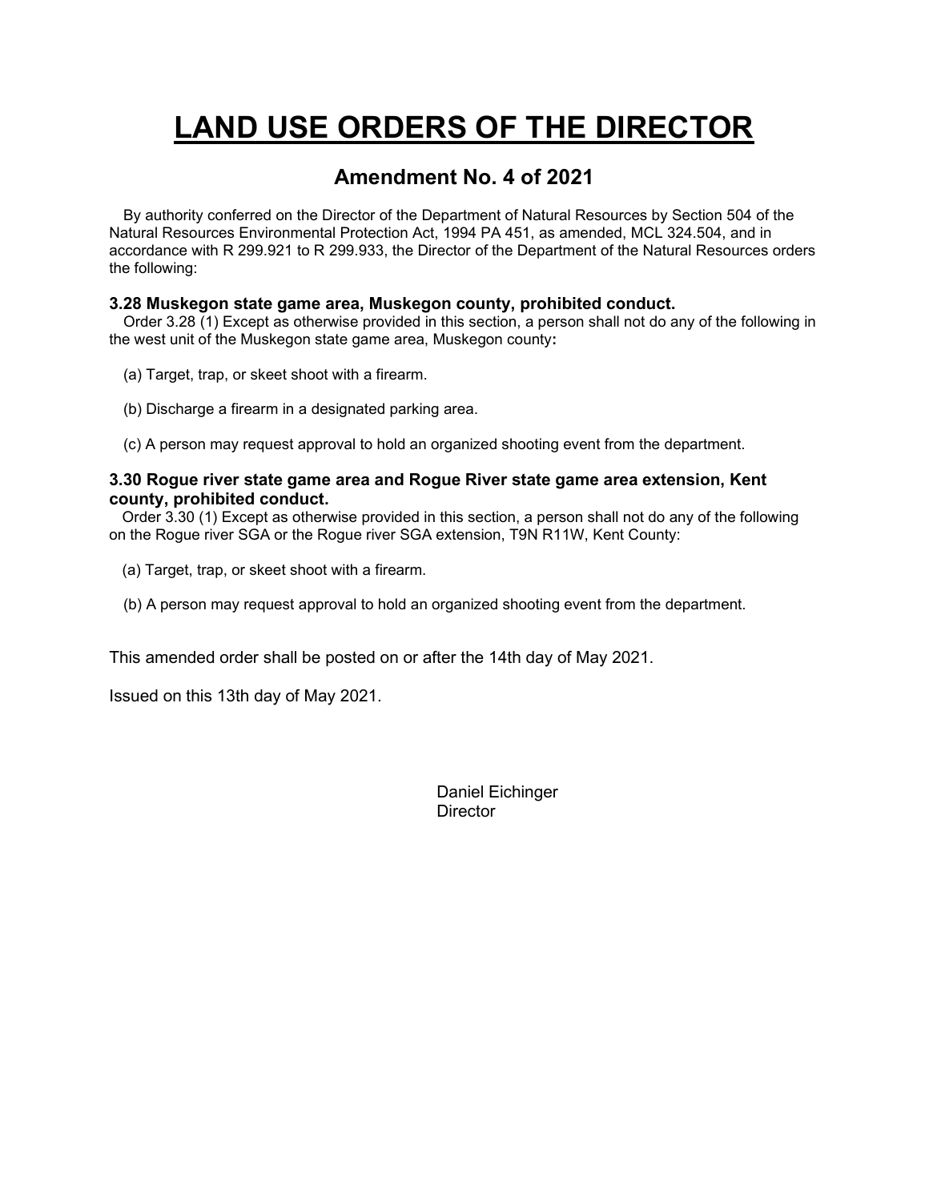# LAND USE ORDERS OF THE DIRECTOR

## Amendment No. 4 of 2021

By authority conferred on the Director of the Department of Natural Resources by Section 504 of the Natural Resources Environmental Protection Act, 1994 PA 451, as amended, MCL 324.504, and in accordance with R 299.921 to R 299.933, the Director of the Department of the Natural Resources orders the following:

**3.28 Muskegon state game area, Muskegon county, prohibited conduct.**

Order 3.28 (1) Except as otherwise provided in this section, a person shall not do any of the following in the west unit of the Muskegon state game area, Muskegon county**:**

(a) Target, trap, or skeet shoot with a firearm.

(b) Discharge a firearm in a designated parking area.

(c) A person may request approval to hold an organized shooting event from the department.

**3.30 Rogue river state game area and Rogue River state game area extension, Kent county, prohibited conduct.**

Order 3.30 (1) Except as otherwise provided in this section, a person shall not do any of the following on the Rogue river SGA or the Rogue river SGA extension, T9N R11W, Kent County:

(a) Target, trap, or skeet shoot with a firearm.

(b) A person may request approval to hold an organized shooting event from the department.

This amended order shall be posted on or after the 14th day of May 2021.

Issued on this 13th day of May 2021.

Daniel Eichinger
Director